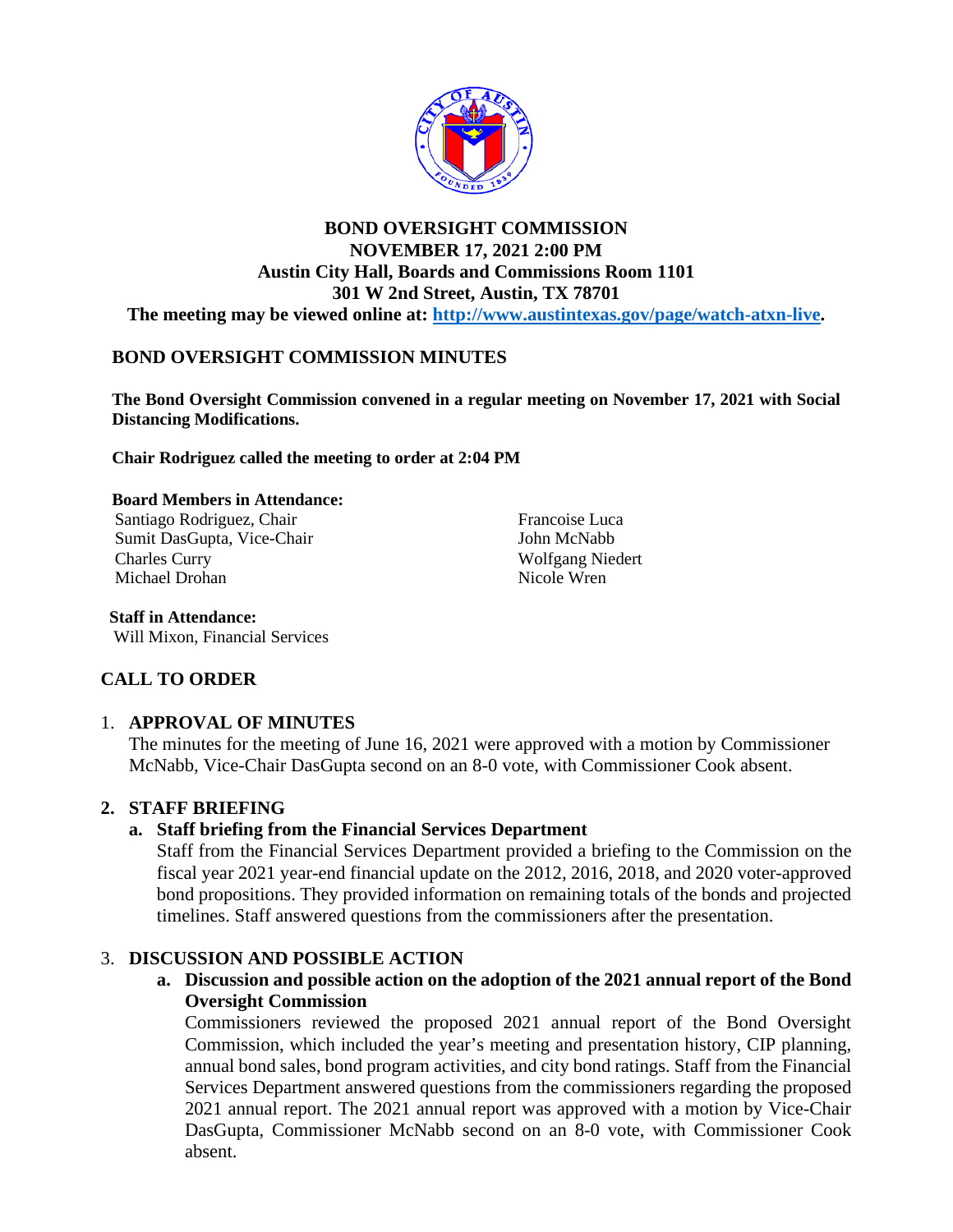# BOND OVERSIGHT COMMISSION
## NOVEMBER 17, 2021 2:00 PM
## Austin City Hall, Boards and Commissions Room 1101
## 301 W 2nd Street, Austin, TX 78701

**The meeting may be viewed online at: [http://www.austintexas.gov/page/watch-atxn-live](http://www.austintexas.gov/page/watch-atxn-live).**

## BOND OVERSIGHT COMMISSION MINUTES

**The Bond Oversight Commission convened in a regular meeting on November 17, 2021 with Social Distancing Modifications.**

**Chair Rodriguez called the meeting to order at 2:04 PM**

**Board Members in Attendance:**

Santiago Rodriguez, Chair
Sumit DasGupta, Vice-Chair
Charles Curry
Michael Drohan
Francoise Luca
John McNabb
Wolfgang Niedert
Nicole Wren

**Staff in Attendance:**

Will Mixon, Financial Services

## CALL TO ORDER

1. **APPROVAL OF MINUTES**
   The minutes for the meeting of June 16, 2021 were approved with a motion by Commissioner McNabb, Vice-Chair DasGupta second on an 8-0 vote, with Commissioner Cook absent.

2. **STAFF BRIEFING**
   a. **Staff briefing from the Financial Services Department**
      Staff from the Financial Services Department provided a briefing to the Commission on the fiscal year 2021 year-end financial update on the 2012, 2016, 2018, and 2020 voter-approved bond propositions. They provided information on remaining totals of the bonds and projected timelines. Staff answered questions from the commissioners after the presentation.

3. **DISCUSSION AND POSSIBLE ACTION**
   a. **Discussion and possible action on the adoption of the 2021 annual report of the Bond Oversight Commission**
      Commissioners reviewed the proposed 2021 annual report of the Bond Oversight Commission, which included the year's meeting and presentation history, CIP planning, annual bond sales, bond program activities, and city bond ratings. Staff from the Financial Services Department answered questions from the commissioners regarding the proposed 2021 annual report. The 2021 annual report was approved with a motion by Vice-Chair DasGupta, Commissioner McNabb second on an 8-0 vote, with Commissioner Cook absent.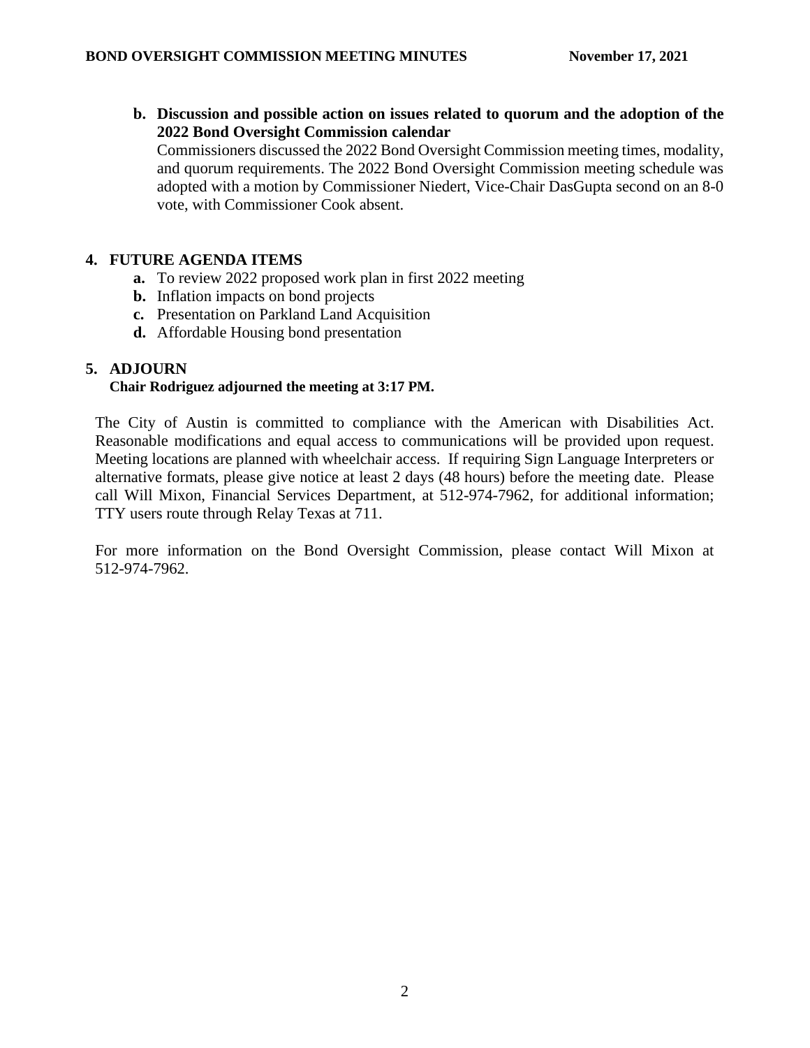**b. Discussion and possible action on issues related to quorum and the adoption of the 2022 Bond Oversight Commission calendar**

Commissioners discussed the 2022 Bond Oversight Commission meeting times, modality, and quorum requirements. The 2022 Bond Oversight Commission meeting schedule was adopted with a motion by Commissioner Niedert, Vice-Chair DasGupta second on an 8-0 vote, with Commissioner Cook absent.

## 4. FUTURE AGENDA ITEMS

- **a.** To review 2022 proposed work plan in first 2022 meeting
- **b.** Inflation impacts on bond projects
- **c.** Presentation on Parkland Land Acquisition
- **d.** Affordable Housing bond presentation

## 5. ADJOURN

**Chair Rodriguez adjourned the meeting at 3:17 PM.**

The City of Austin is committed to compliance with the American with Disabilities Act. Reasonable modifications and equal access to communications will be provided upon request. Meeting locations are planned with wheelchair access. If requiring Sign Language Interpreters or alternative formats, please give notice at least 2 days (48 hours) before the meeting date. Please call Will Mixon, Financial Services Department, at 512-974-7962, for additional information; TTY users route through Relay Texas at 711.

For more information on the Bond Oversight Commission, please contact Will Mixon at 512-974-7962.